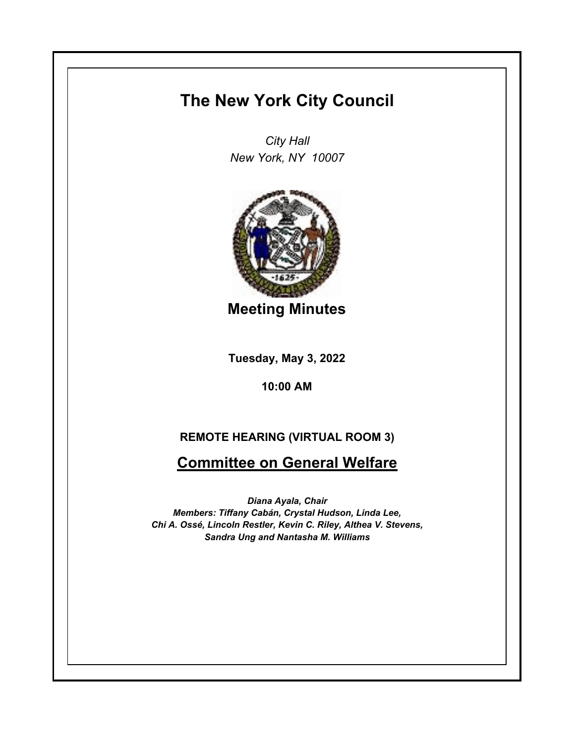# The New York City Council

*City Hall*
*New York, NY 10007*

## Meeting Minutes

**Tuesday, May 3, 2022**

**10:00 AM**

**REMOTE HEARING (VIRTUAL ROOM 3)**

## Committee on General Welfare

***Diana Ayala, Chair***
***Members: Tiffany Cabán, Crystal Hudson, Linda Lee, Chi A. Ossé, Lincoln Restler, Kevin C. Riley, Althea V. Stevens, Sandra Ung and Nantasha M. Williams***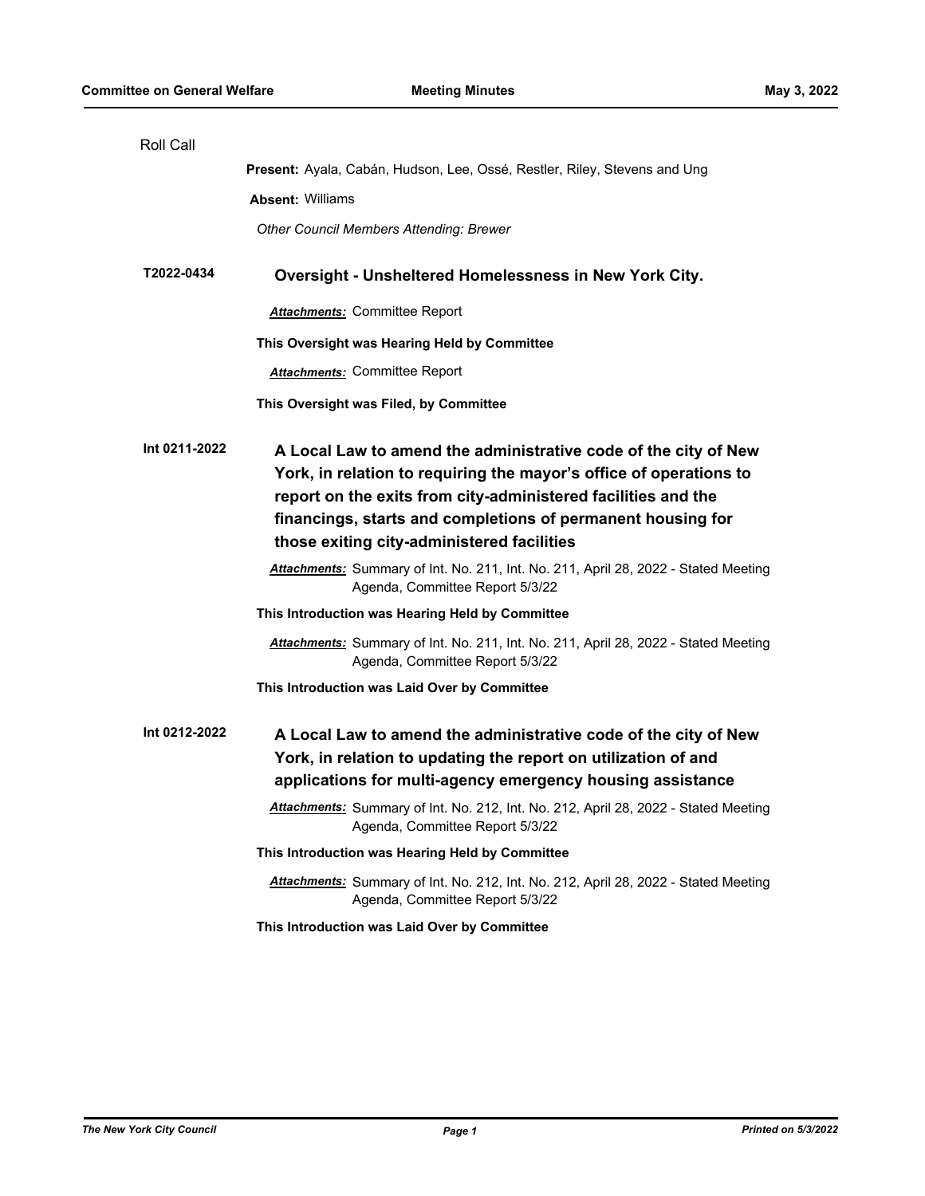Roll Call

**Present:** Ayala, Cabán, Hudson, Lee, Ossé, Restler, Riley, Stevens and Ung

**Absent:** Williams

*Other Council Members Attending: Brewer*

**T2022-0434** **Oversight - Unsheltered Homelessness in New York City.**

***Attachments:*** Committee Report

**This Oversight was Hearing Held by Committee**

***Attachments:*** Committee Report

**This Oversight was Filed, by Committee**

**Int 0211-2022** **A Local Law to amend the administrative code of the city of New York, in relation to requiring the mayor's office of operations to report on the exits from city-administered facilities and the financings, starts and completions of permanent housing for those exiting city-administered facilities**

***Attachments:*** Summary of Int. No. 211, Int. No. 211, April 28, 2022 - Stated Meeting Agenda, Committee Report 5/3/22

**This Introduction was Hearing Held by Committee**

***Attachments:*** Summary of Int. No. 211, Int. No. 211, April 28, 2022 - Stated Meeting Agenda, Committee Report 5/3/22

**This Introduction was Laid Over by Committee**

**Int 0212-2022** **A Local Law to amend the administrative code of the city of New York, in relation to updating the report on utilization of and applications for multi-agency emergency housing assistance**

***Attachments:*** Summary of Int. No. 212, Int. No. 212, April 28, 2022 - Stated Meeting Agenda, Committee Report 5/3/22

**This Introduction was Hearing Held by Committee**

***Attachments:*** Summary of Int. No. 212, Int. No. 212, April 28, 2022 - Stated Meeting Agenda, Committee Report 5/3/22

**This Introduction was Laid Over by Committee**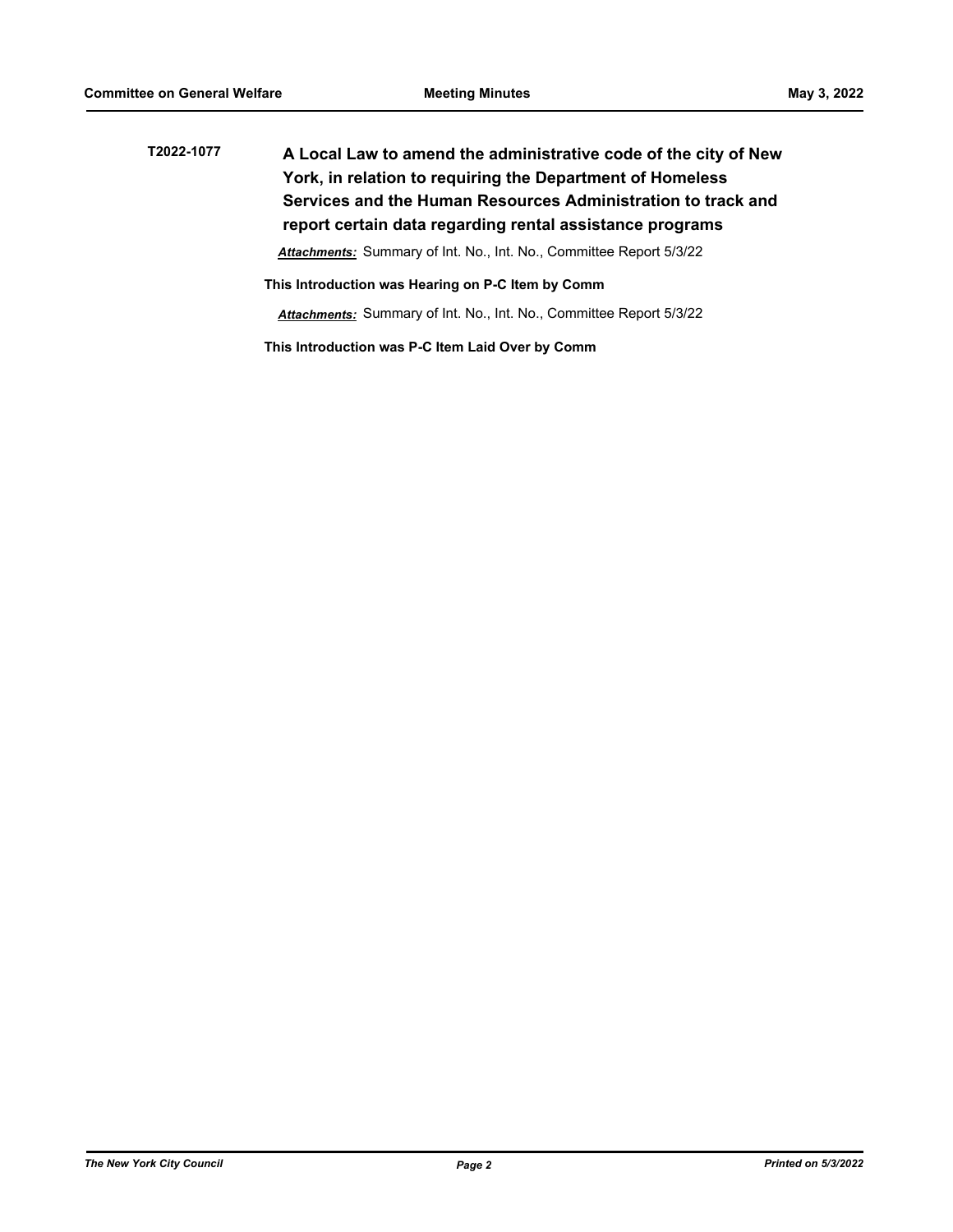**T2022-1077** **A Local Law to amend the administrative code of the city of New York, in relation to requiring the Department of Homeless Services and the Human Resources Administration to track and report certain data regarding rental assistance programs**

***Attachments:*** Summary of Int. No., Int. No., Committee Report 5/3/22

**This Introduction was Hearing on P-C Item by Comm**

***Attachments:*** Summary of Int. No., Int. No., Committee Report 5/3/22

**This Introduction was P-C Item Laid Over by Comm**